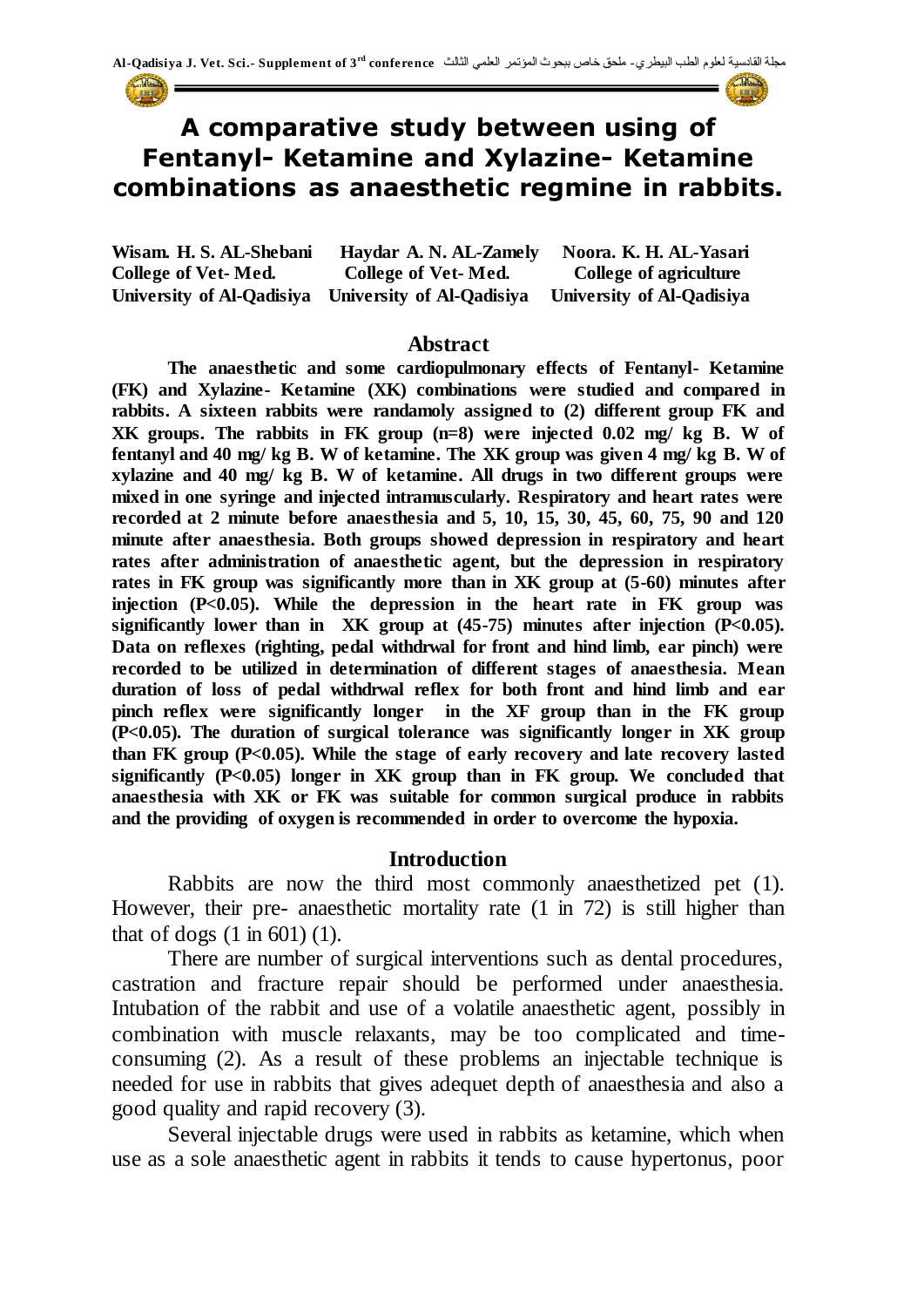# A comparative study between using of Fentanyl- Ketamine and Xylazine- Ketamine combinations as anaesthetic regmine in rabbits.

**Wisam. H. S. AL-Shebani** — College of Vet- Med., University of Al-Qadisiya

**Haydar A. N. AL-Zamely** — College of Vet- Med., University of Al-Qadisiya

**Noora. K. H. AL-Yasari** — College of agriculture, University of Al-Qadisiya

## Abstract

**The anaesthetic and some cardiopulmonary effects of Fentanyl- Ketamine (FK) and Xylazine- Ketamine (XK) combinations were studied and compared in rabbits. A sixteen rabbits were randamoly assigned to (2) different group FK and XK groups. The rabbits in FK group (n=8) were injected 0.02 mg/ kg B. W of fentanyl and 40 mg/ kg B. W of ketamine. The XK group was given 4 mg/ kg B. W of xylazine and 40 mg/ kg B. W of ketamine. All drugs in two different groups were mixed in one syringe and injected intramuscularly. Respiratory and heart rates were recorded at 2 minute before anaesthesia and 5, 10, 15, 30, 45, 60, 75, 90 and 120 minute after anaesthesia. Both groups showed depression in respiratory and heart rates after administration of anaesthetic agent, but the depression in respiratory rates in FK group was significantly more than in XK group at (5-60) minutes after injection (P<0.05). While the depression in the heart rate in FK group was significantly lower than in XK group at (45-75) minutes after injection (P<0.05). Data on reflexes (righting, pedal withdrwal for front and hind limb, ear pinch) were recorded to be utilized in determination of different stages of anaesthesia. Mean duration of loss of pedal withdrwal reflex for both front and hind limb and ear pinch reflex were significantly longer in the XF group than in the FK group (P<0.05). The duration of surgical tolerance was significantly longer in XK group than FK group (P<0.05). While the stage of early recovery and late recovery lasted significantly (P<0.05) longer in XK group than in FK group. We concluded that anaesthesia with XK or FK was suitable for common surgical produce in rabbits and the providing of oxygen is recommended in order to overcome the hypoxia.**

## Introduction

Rabbits are now the third most commonly anaesthetized pet (1). However, their pre- anaesthetic mortality rate (1 in 72) is still higher than that of dogs (1 in 601) (1).

There are number of surgical interventions such as dental procedures, castration and fracture repair should be performed under anaesthesia. Intubation of the rabbit and use of a volatile anaesthetic agent, possibly in combination with muscle relaxants, may be too complicated and time-consuming (2). As a result of these problems an injectable technique is needed for use in rabbits that gives adequet depth of anaesthesia and also a good quality and rapid recovery (3).

Several injectable drugs were used in rabbits as ketamine, which when use as a sole anaesthetic agent in rabbits it tends to cause hypertonus, poor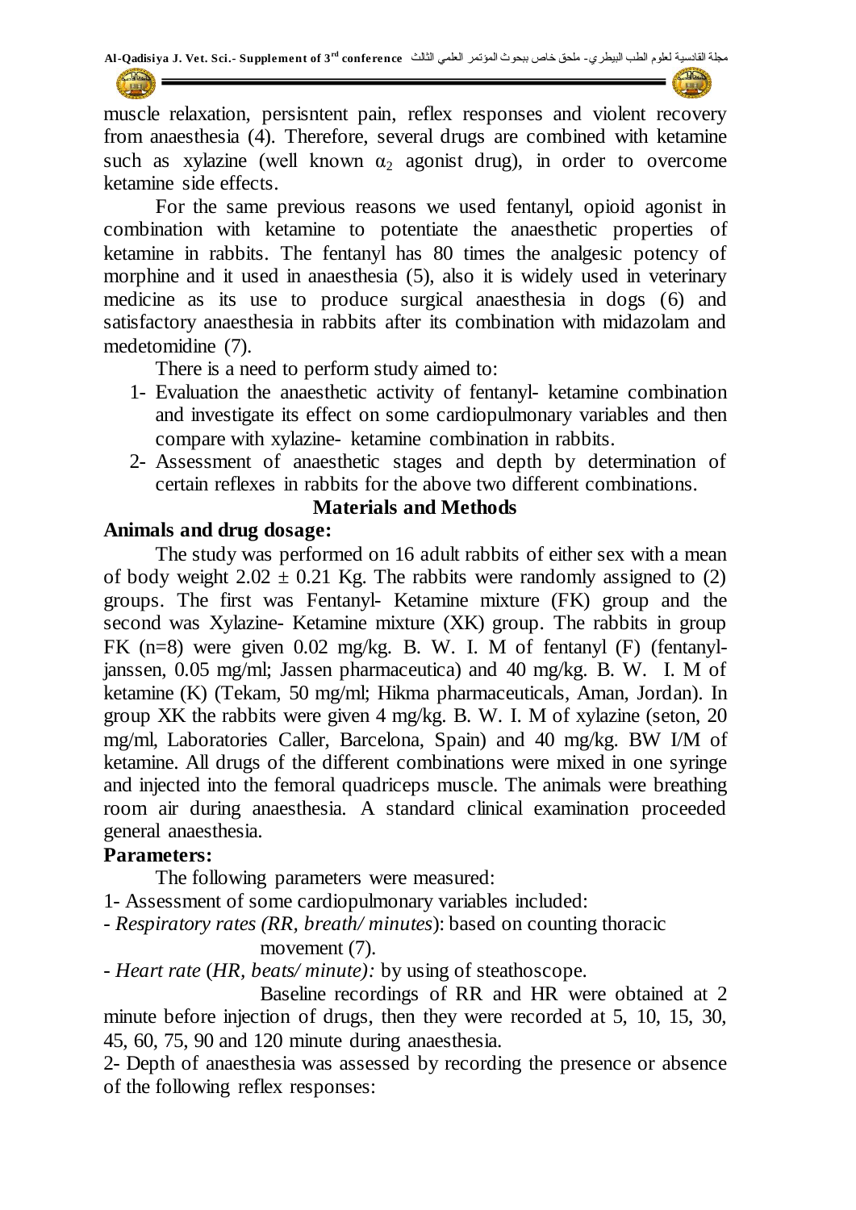muscle relaxation, persisntent pain, reflex responses and violent recovery from anaesthesia (4). Therefore, several drugs are combined with ketamine such as xylazine (well known $\alpha_2$ agonist drug), in order to overcome ketamine side effects.

For the same previous reasons we used fentanyl, opioid agonist in combination with ketamine to potentiate the anaesthetic properties of ketamine in rabbits. The fentanyl has 80 times the analgesic potency of morphine and it used in anaesthesia (5), also it is widely used in veterinary medicine as its use to produce surgical anaesthesia in dogs (6) and satisfactory anaesthesia in rabbits after its combination with midazolam and medetomidine (7).

There is a need to perform study aimed to:

1- Evaluation the anaesthetic activity of fentanyl- ketamine combination and investigate its effect on some cardiopulmonary variables and then compare with xylazine- ketamine combination in rabbits.
2- Assessment of anaesthetic stages and depth by determination of certain reflexes in rabbits for the above two different combinations.

## Materials and Methods

### Animals and drug dosage:

The study was performed on 16 adult rabbits of either sex with a mean of body weight $2.02 \pm 0.21$ Kg. The rabbits were randomly assigned to (2) groups. The first was Fentanyl- Ketamine mixture (FK) group and the second was Xylazine- Ketamine mixture (XK) group. The rabbits in group FK (n=8) were given 0.02 mg/kg. B. W. I. M of fentanyl (F) (fentanyl-janssen, 0.05 mg/ml; Jassen pharmaceutica) and 40 mg/kg. B. W. I. M of ketamine (K) (Tekam, 50 mg/ml; Hikma pharmaceuticals, Aman, Jordan). In group XK the rabbits were given 4 mg/kg. B. W. I. M of xylazine (seton, 20 mg/ml, Laboratories Caller, Barcelona, Spain) and 40 mg/kg. BW I/M of ketamine. All drugs of the different combinations were mixed in one syringe and injected into the femoral quadriceps muscle. The animals were breathing room air during anaesthesia. A standard clinical examination proceeded general anaesthesia.

### Parameters:

The following parameters were measured:

1- Assessment of some cardiopulmonary variables included:

- *Respiratory rates (RR, breath/ minutes*): based on counting thoracic movement (7).
- *Heart rate* (*HR, beats/ minute):* by using of steathoscope.

Baseline recordings of RR and HR were obtained at 2 minute before injection of drugs, then they were recorded at 5, 10, 15, 30, 45, 60, 75, 90 and 120 minute during anaesthesia.

2- Depth of anaesthesia was assessed by recording the presence or absence of the following reflex responses: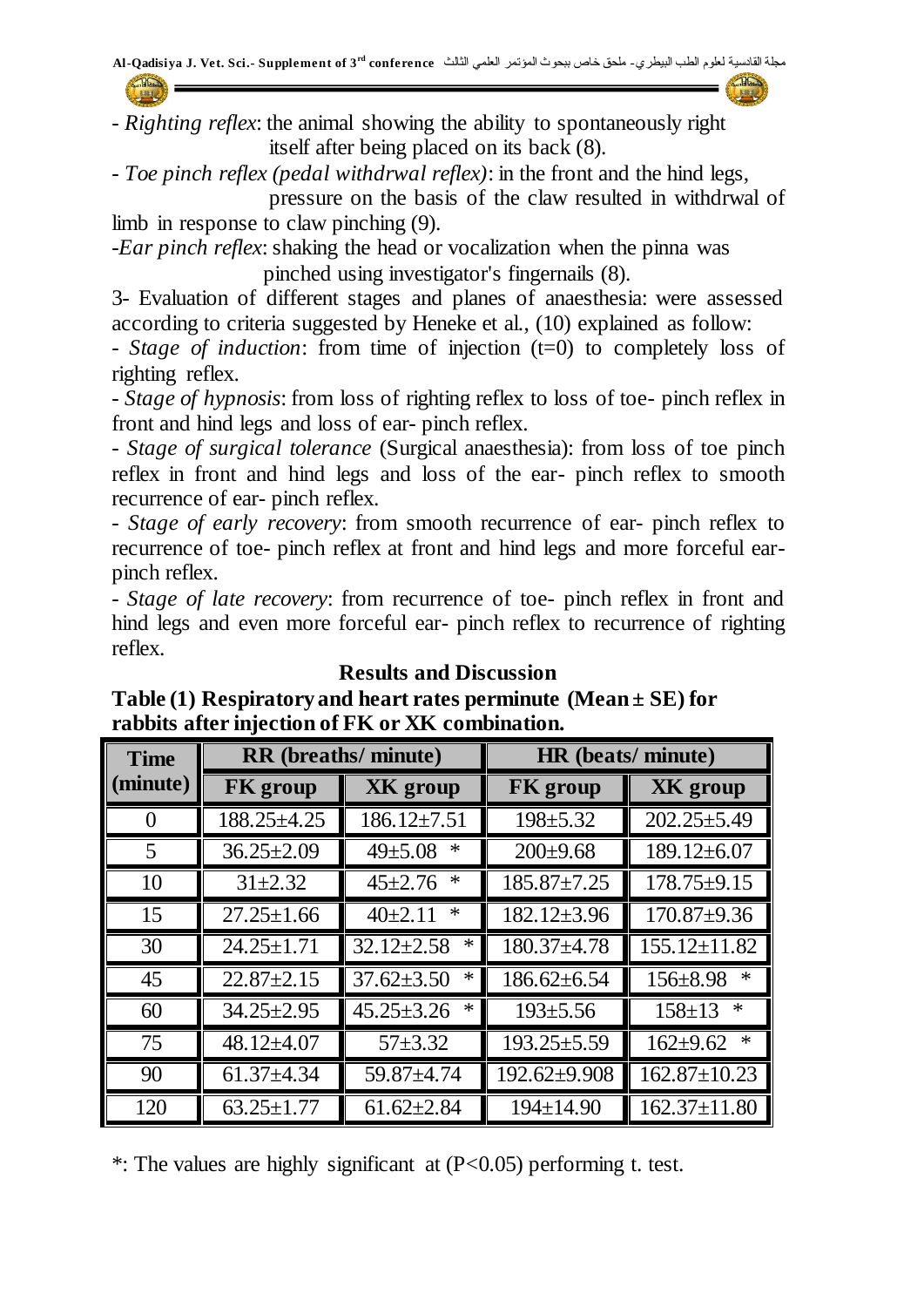- *Righting reflex*: the animal showing the ability to spontaneously right itself after being placed on its back (8).

- *Toe pinch reflex (pedal withdrwal reflex)*: in the front and the hind legs, pressure on the basis of the claw resulted in withdrwal of limb in response to claw pinching (9).

-*Ear pinch reflex*: shaking the head or vocalization when the pinna was pinched using investigator's fingernails (8).

3- Evaluation of different stages and planes of anaesthesia: were assessed according to criteria suggested by Heneke et al., (10) explained as follow:

- *Stage of induction*: from time of injection (t=0) to completely loss of righting reflex.

- *Stage of hypnosis*: from loss of righting reflex to loss of toe- pinch reflex in front and hind legs and loss of ear- pinch reflex.

- *Stage of surgical tolerance* (Surgical anaesthesia): from loss of toe pinch reflex in front and hind legs and loss of the ear- pinch reflex to smooth recurrence of ear- pinch reflex.

- *Stage of early recovery*: from smooth recurrence of ear- pinch reflex to recurrence of toe- pinch reflex at front and hind legs and more forceful ear-pinch reflex.

- *Stage of late recovery*: from recurrence of toe- pinch reflex in front and hind legs and even more forceful ear- pinch reflex to recurrence of righting reflex.

## Results and Discussion

**Table (1) Respiratory and heart rates perminute (Mean ± SE) for rabbits after injection of FK or XK combination.**

| Time (minute) | RR (breaths/ minute) | | HR (beats/ minute) | |
|---|---|---|---|---|
| | FK group | XK group | FK group | XK group |
| 0 | 188.25±4.25 | 186.12±7.51 | 198±5.32 | 202.25±5.49 |
| 5 | 36.25±2.09 | 49±5.08 * | 200±9.68 | 189.12±6.07 |
| 10 | 31±2.32 | 45±2.76 * | 185.87±7.25 | 178.75±9.15 |
| 15 | 27.25±1.66 | 40±2.11 * | 182.12±3.96 | 170.87±9.36 |
| 30 | 24.25±1.71 | 32.12±2.58 * | 180.37±4.78 | 155.12±11.82 |
| 45 | 22.87±2.15 | 37.62±3.50 * | 186.62±6.54 | 156±8.98 * |
| 60 | 34.25±2.95 | 45.25±3.26 * | 193±5.56 | 158±13 * |
| 75 | 48.12±4.07 | 57±3.32 | 193.25±5.59 | 162±9.62 * |
| 90 | 61.37±4.34 | 59.87±4.74 | 192.62±9.908 | 162.87±10.23 |
| 120 | 63.25±1.77 | 61.62±2.84 | 194±14.90 | 162.37±11.80 |

*: The values are highly significant at ($P<0.05$) performing t. test.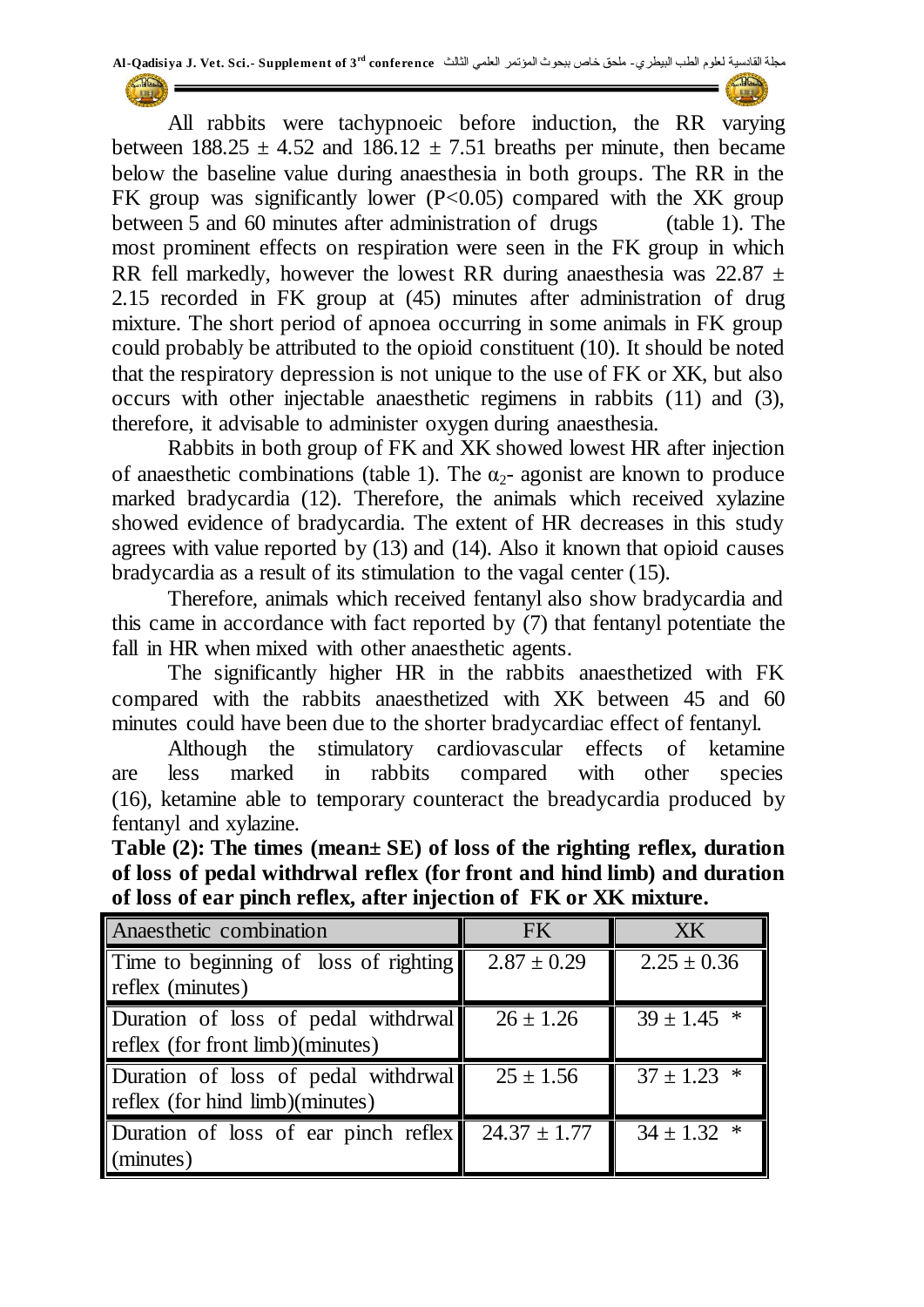All rabbits were tachypnoeic before induction, the RR varying between 188.25 ± 4.52 and 186.12 ± 7.51 breaths per minute, then became below the baseline value during anaesthesia in both groups. The RR in the FK group was significantly lower ($P<0.05$) compared with the XK group between 5 and 60 minutes after administration of drugs (table 1). The most prominent effects on respiration were seen in the FK group in which RR fell markedly, however the lowest RR during anaesthesia was 22.87 ± 2.15 recorded in FK group at (45) minutes after administration of drug mixture. The short period of apnoea occurring in some animals in FK group could probably be attributed to the opioid constituent (10). It should be noted that the respiratory depression is not unique to the use of FK or XK, but also occurs with other injectable anaesthetic regimens in rabbits (11) and (3), therefore, it advisable to administer oxygen during anaesthesia.

Rabbits in both group of FK and XK showed lowest HR after injection of anaesthetic combinations (table 1). The $\alpha_2$- agonist are known to produce marked bradycardia (12). Therefore, the animals which received xylazine showed evidence of bradycardia. The extent of HR decreases in this study agrees with value reported by (13) and (14). Also it known that opioid causes bradycardia as a result of its stimulation to the vagal center (15).

Therefore, animals which received fentanyl also show bradycardia and this came in accordance with fact reported by (7) that fentanyl potentiate the fall in HR when mixed with other anaesthetic agents.

The significantly higher HR in the rabbits anaesthetized with FK compared with the rabbits anaesthetized with XK between 45 and 60 minutes could have been due to the shorter bradycardiac effect of fentanyl.

Although the stimulatory cardiovascular effects of ketamine are less marked in rabbits compared with other species (16), ketamine able to temporary counteract the breadycardia produced by fentanyl and xylazine.

**Table (2): The times (mean± SE) of loss of the righting reflex, duration of loss of pedal withdrwal reflex (for front and hind limb) and duration of loss of ear pinch reflex, after injection of FK or XK mixture.**

| Anaesthetic combination | FK | XK |
|---|---|---|
| Time to beginning of loss of righting reflex (minutes) | 2.87 ± 0.29 | 2.25 ± 0.36 |
| Duration of loss of pedal withdrwal reflex (for front limb)(minutes) | 26 ± 1.26 | 39 ± 1.45 * |
| Duration of loss of pedal withdrwal reflex (for hind limb)(minutes) | 25 ± 1.56 | 37 ± 1.23 * |
| Duration of loss of ear pinch reflex (minutes) | 24.37 ± 1.77 | 34 ± 1.32 * |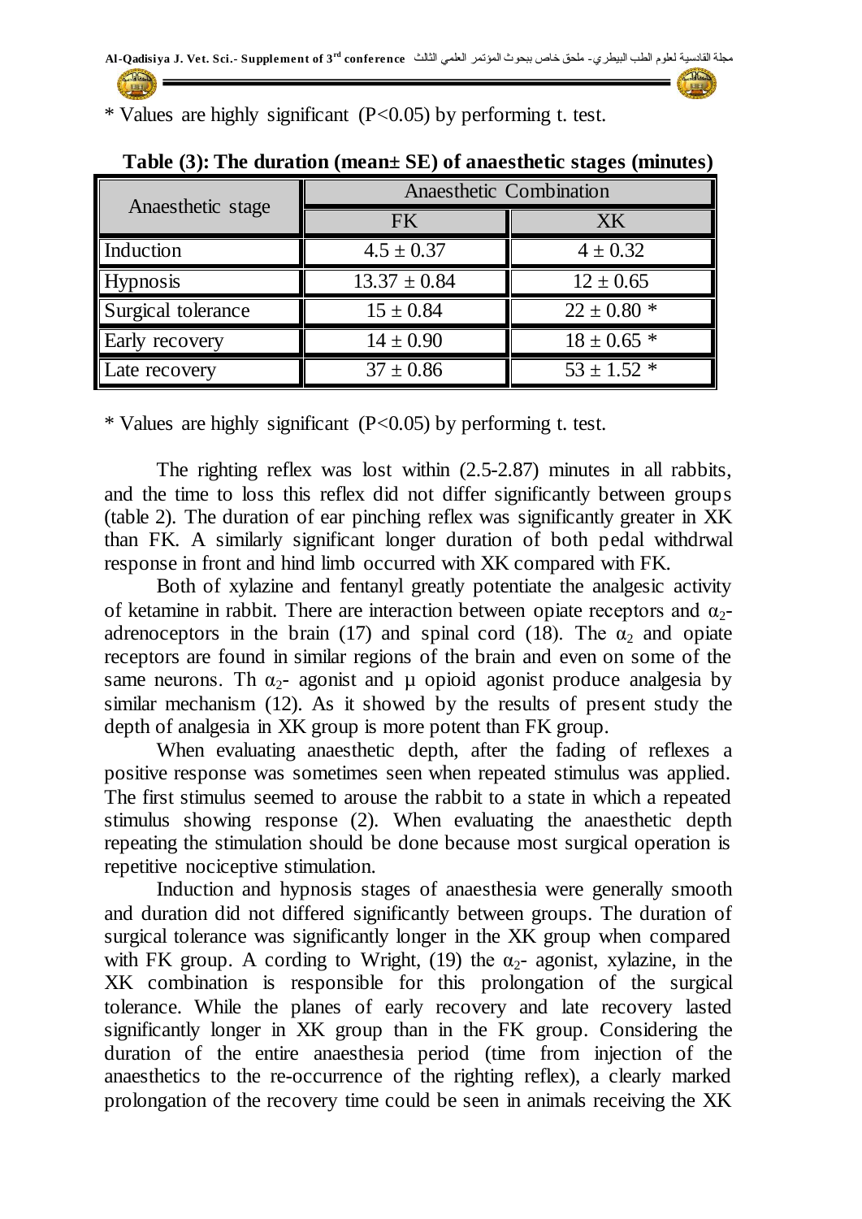* Values are highly significant (P<0.05) by performing t. test.

**Table (3): The duration (mean± SE) of anaesthetic stages (minutes)**

| Anaesthetic stage | Anaesthetic Combination | |
|---|---|---|
| | FK | XK |
| Induction | 4.5 ± 0.37 | 4 ± 0.32 |
| Hypnosis | 13.37 ± 0.84 | 12 ± 0.65 |
| Surgical tolerance | 15 ± 0.84 | 22 ± 0.80 * |
| Early recovery | 14 ± 0.90 | 18 ± 0.65 * |
| Late recovery | 37 ± 0.86 | 53 ± 1.52 * |

* Values are highly significant (P<0.05) by performing t. test.

The righting reflex was lost within (2.5-2.87) minutes in all rabbits, and the time to loss this reflex did not differ significantly between groups (table 2). The duration of ear pinching reflex was significantly greater in XK than FK. A similarly significant longer duration of both pedal withdrwal response in front and hind limb occurred with XK compared with FK.

Both of xylazine and fentanyl greatly potentiate the analgesic activity of ketamine in rabbit. There are interaction between opiate receptors and $\alpha_2$-adrenoceptors in the brain (17) and spinal cord (18). The $\alpha_2$ and opiate receptors are found in similar regions of the brain and even on some of the same neurons. Th $\alpha_2$- agonist and µ opioid agonist produce analgesia by similar mechanism (12). As it showed by the results of present study the depth of analgesia in XK group is more potent than FK group.

When evaluating anaesthetic depth, after the fading of reflexes a positive response was sometimes seen when repeated stimulus was applied. The first stimulus seemed to arouse the rabbit to a state in which a repeated stimulus showing response (2). When evaluating the anaesthetic depth repeating the stimulation should be done because most surgical operation is repetitive nociceptive stimulation.

Induction and hypnosis stages of anaesthesia were generally smooth and duration did not differed significantly between groups. The duration of surgical tolerance was significantly longer in the XK group when compared with FK group. A cording to Wright, (19) the $\alpha_2$- agonist, xylazine, in the XK combination is responsible for this prolongation of the surgical tolerance. While the planes of early recovery and late recovery lasted significantly longer in XK group than in the FK group. Considering the duration of the entire anaesthesia period (time from injection of the anaesthetics to the re-occurrence of the righting reflex), a clearly marked prolongation of the recovery time could be seen in animals receiving the XK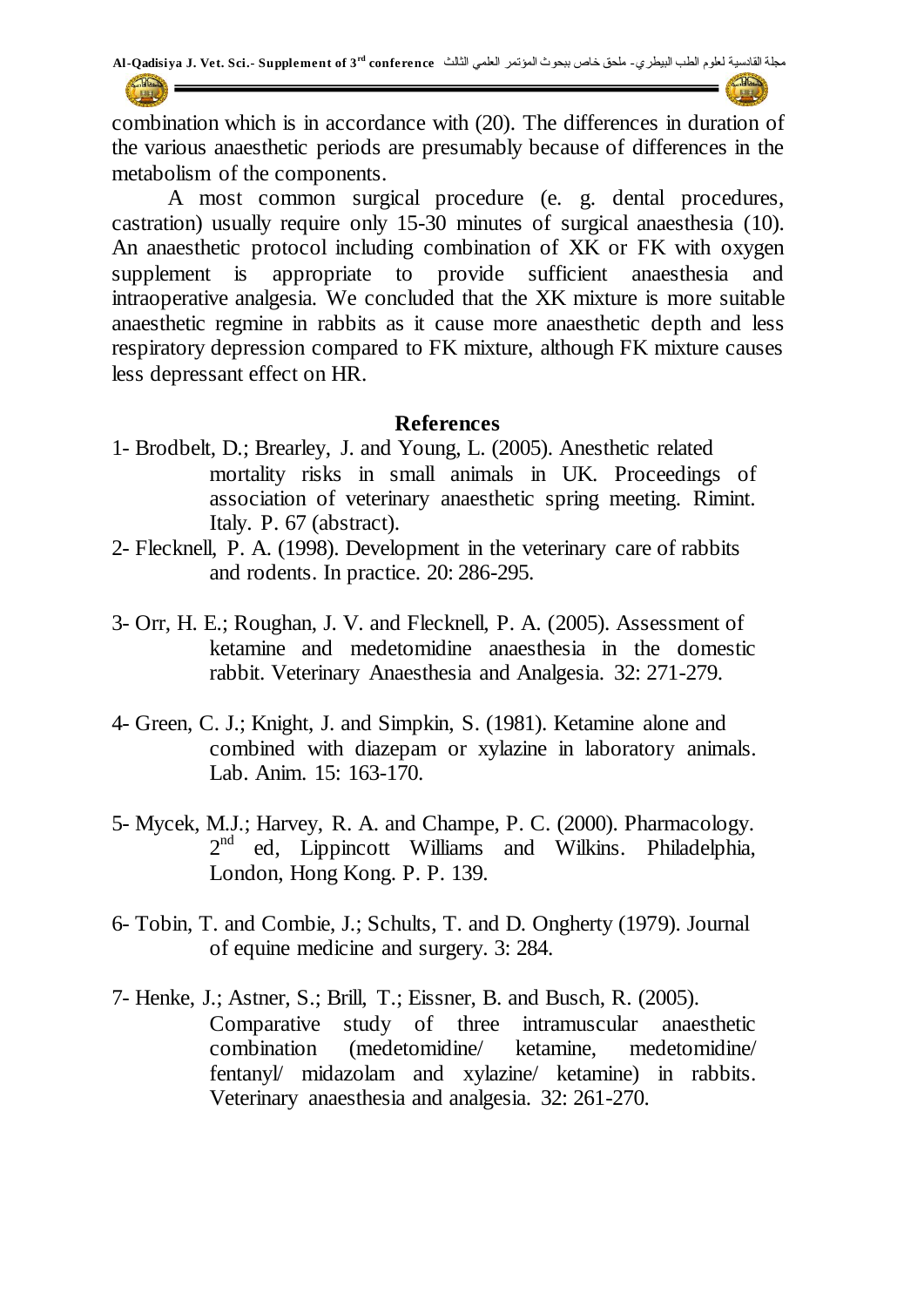combination which is in accordance with (20). The differences in duration of the various anaesthetic periods are presumably because of differences in the metabolism of the components.

A most common surgical procedure (e. g. dental procedures, castration) usually require only 15-30 minutes of surgical anaesthesia (10). An anaesthetic protocol including combination of XK or FK with oxygen supplement is appropriate to provide sufficient anaesthesia and intraoperative analgesia. We concluded that the XK mixture is more suitable anaesthetic regmine in rabbits as it cause more anaesthetic depth and less respiratory depression compared to FK mixture, although FK mixture causes less depressant effect on HR.

## References

1- Brodbelt, D.; Brearley, J. and Young, L. (2005). Anesthetic related mortality risks in small animals in UK. Proceedings of association of veterinary anaesthetic spring meeting. Rimint. Italy. P. 67 (abstract).

2- Flecknell, P. A. (1998). Development in the veterinary care of rabbits and rodents. In practice. 20: 286-295.

3- Orr, H. E.; Roughan, J. V. and Flecknell, P. A. (2005). Assessment of ketamine and medetomidine anaesthesia in the domestic rabbit. Veterinary Anaesthesia and Analgesia. 32: 271-279.

4- Green, C. J.; Knight, J. and Simpkin, S. (1981). Ketamine alone and combined with diazepam or xylazine in laboratory animals. Lab. Anim. 15: 163-170.

5- Mycek, M.J.; Harvey, R. A. and Champe, P. C. (2000). Pharmacology. 2nd ed, Lippincott Williams and Wilkins. Philadelphia, London, Hong Kong. P. P. 139.

6- Tobin, T. and Combie, J.; Schults, T. and D. Ongherty (1979). Journal of equine medicine and surgery. 3: 284.

7- Henke, J.; Astner, S.; Brill, T.; Eissner, B. and Busch, R. (2005). Comparative study of three intramuscular anaesthetic combination (medetomidine/ ketamine, medetomidine/ fentanyl/ midazolam and xylazine/ ketamine) in rabbits. Veterinary anaesthesia and analgesia. 32: 261-270.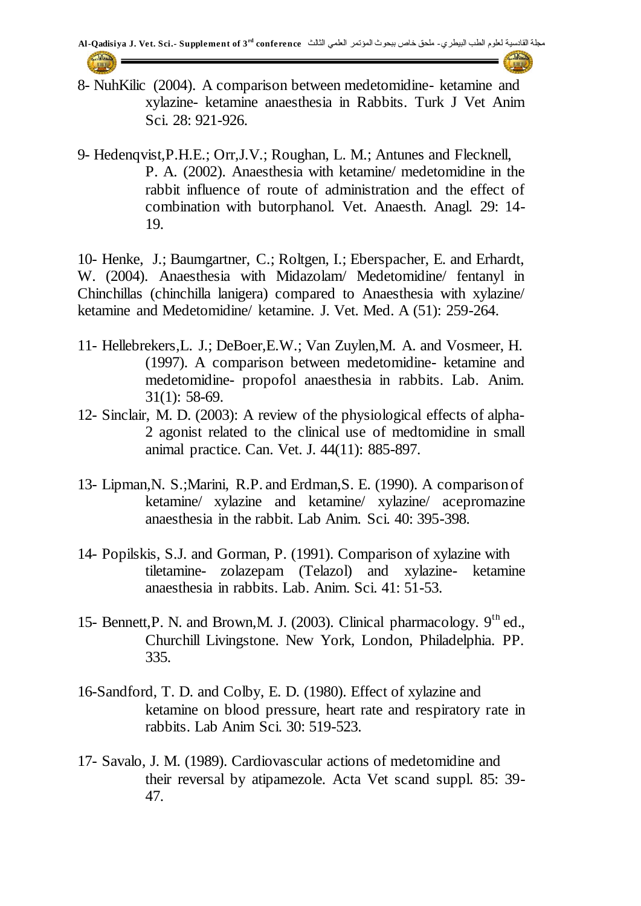8- NuhKilic (2004). A comparison between medetomidine- ketamine and xylazine- ketamine anaesthesia in Rabbits. Turk J Vet Anim Sci. 28: 921-926.

9- Hedenqvist,P.H.E.; Orr,J.V.; Roughan, L. M.; Antunes and Flecknell, P. A. (2002). Anaesthesia with ketamine/ medetomidine in the rabbit influence of route of administration and the effect of combination with butorphanol. Vet. Anaesth. Anagl. 29: 14-19.

10- Henke, J.; Baumgartner, C.; Roltgen, I.; Eberspacher, E. and Erhardt, W. (2004). Anaesthesia with Midazolam/ Medetomidine/ fentanyl in Chinchillas (chinchilla lanigera) compared to Anaesthesia with xylazine/ ketamine and Medetomidine/ ketamine. J. Vet. Med. A (51): 259-264.

11- Hellebrekers,L. J.; DeBoer,E.W.; Van Zuylen,M. A. and Vosmeer, H. (1997). A comparison between medetomidine- ketamine and medetomidine- propofol anaesthesia in rabbits. Lab. Anim. 31(1): 58-69.

12- Sinclair, M. D. (2003): A review of the physiological effects of alpha-2 agonist related to the clinical use of medtomidine in small animal practice. Can. Vet. J. 44(11): 885-897.

13- Lipman,N. S.;Marini, R.P. and Erdman,S. E. (1990). A comparison of ketamine/ xylazine and ketamine/ xylazine/ acepromazine anaesthesia in the rabbit. Lab Anim. Sci. 40: 395-398.

14- Popilskis, S.J. and Gorman, P. (1991). Comparison of xylazine with tiletamine- zolazepam (Telazol) and xylazine- ketamine anaesthesia in rabbits. Lab. Anim. Sci. 41: 51-53.

15- Bennett,P. N. and Brown,M. J. (2003). Clinical pharmacology. 9th ed., Churchill Livingstone. New York, London, Philadelphia. PP. 335.

16-Sandford, T. D. and Colby, E. D. (1980). Effect of xylazine and ketamine on blood pressure, heart rate and respiratory rate in rabbits. Lab Anim Sci. 30: 519-523.

17- Savalo, J. M. (1989). Cardiovascular actions of medetomidine and their reversal by atipamezole. Acta Vet scand suppl. 85: 39-47.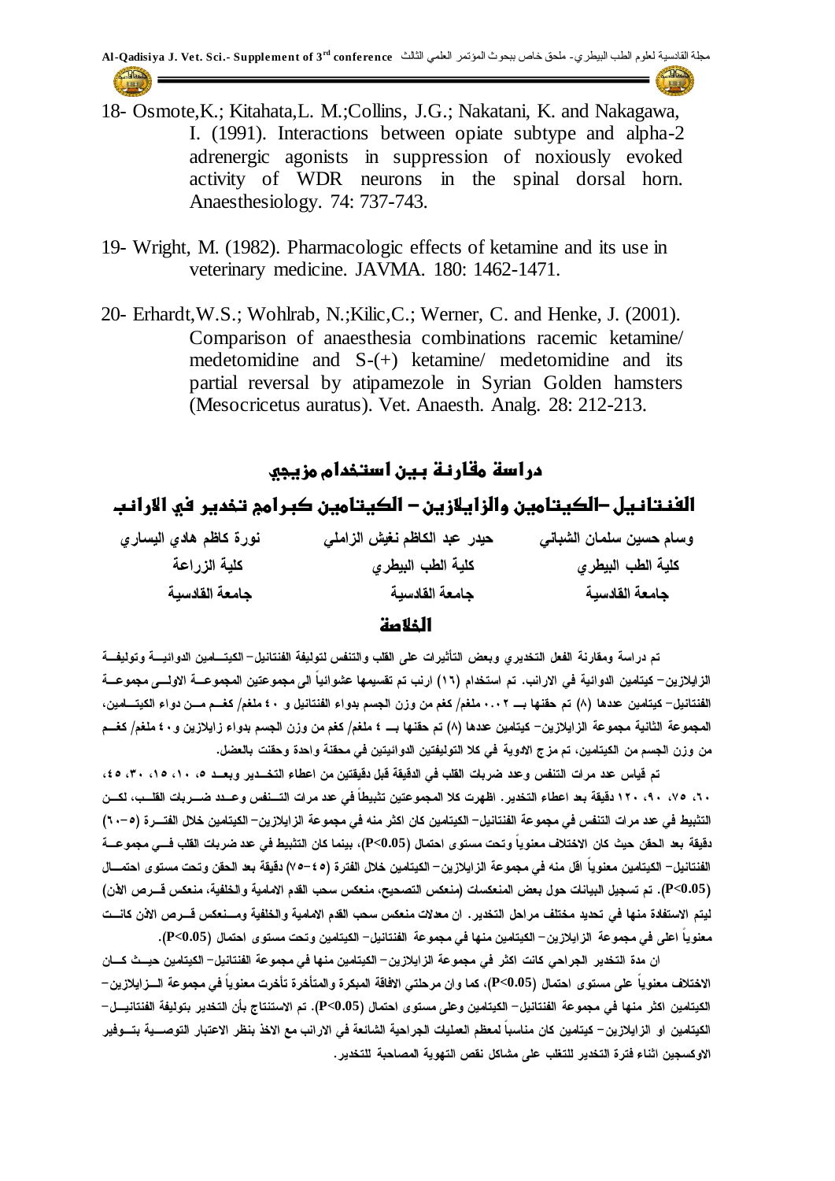18- Osmote,K.; Kitahata,L. M.;Collins, J.G.; Nakatani, K. and Nakagawa, I. (1991). Interactions between opiate subtype and alpha-2 adrenergic agonists in suppression of noxiously evoked activity of WDR neurons in the spinal dorsal horn. Anaesthesiology. 74: 737-743.

19- Wright, M. (1982). Pharmacologic effects of ketamine and its use in veterinary medicine. JAVMA. 180: 1462-1471.

20- Erhardt,W.S.; Wohlrab, N.;Kilic,C.; Werner, C. and Henke, J. (2001). Comparison of anaesthesia combinations racemic ketamine/ medetomidine and S-(+) ketamine/ medetomidine and its partial reversal by atipamezole in Syrian Golden hamsters (Mesocricetus auratus). Vet. Anaesth. Analg. 28: 212-213.

# دراسة مقارنة بين استخدام مزيجي

# الفنتانيل –الكيتامين والزايلازين – الكيتامين كبرامج تخدير في الارانب

| وسام حسين سلمان الشباني | حيدر عبد الكاظم نغيش الزاملي | نورة كاظم هادي اليساري |
|---|---|---|
| كلية الطب البيطري | كلية الطب البيطري | كلية الزراعة |
| جامعة القادسية | جامعة القادسية | جامعة القادسية |

## الخلاصة

تم دراسة ومقارنة الفعل التخديري وبعض التأثيرات على القلب والتنفس لتوليفة الفنتانيل– الكيتامين الدوائية وتوليفة الزايلازين– كيتامين الدوائية في الارانب. تم استخدام (١٦) ارنب تم تقسيمها عشوائياً الى مجموعتين المجموعة الاولى مجموعة الفنتانيل– كيتامين عددها (٨) تم حقنها بـ ٠.٠٢ ملغم/ كغم من وزن الجسم بدواء الفنتانيل و ٤٠ ملغم/ كغم من دواء الكيتامين، المجموعة الثانية مجموعة الزايلازين– كيتامين عددها (٨) تم حقنها بـ ٤ ملغم/ كغم من وزن الجسم بدواء زايلازين و٤٠ ملغم/ كغم من وزن الجسم من الكيتامين، تم مزج الادوية في كلا التوليفتين الدوائيتين في محقنة واحدة وحقنت بالعضل.

تم قياس عدد مرات التنفس وعدد ضربات القلب في الدقيقة قبل دقيقتين من اعطاء التخدير وبعد ٥، ١٠، ١٥، ٣٠، ٤٥، ٦٠، ٧٥، ٩٠، ١٢٠ دقيقة بعد اعطاء التخدير. اظهرت كلا المجموعتين تثبيطاً في عدد مرات التنفس وعدد ضربات القلب، لكن التثبيط في عدد مرات التنفس في مجموعة الفنتانيل– الكيتامين كان اكثر منه في مجموعة الزايلازين– الكيتامين خلال الفترة (٥–٦٠) دقيقة بعد الحقن حيث كان الاختلاف معنوياً وتحت مستوى احتمال (P<0.05)، بينما كان التثبيط في عدد ضربات القلب في مجموعة الفنتانيل– الكيتامين معنوياً اقل منه في مجموعة الزايلازين– الكيتامين خلال الفترة (٤٥–٧٥) دقيقة بعد الحقن وتحت مستوى احتمال (P<0.05). تم تسجيل البيانات حول بعض المنعكسات (منعكس التصحيح، منعكس سحب القدم الامامية والخلفية، منعكس قرص الأذن) ليتم الاستفادة منها في تحديد مختلف مراحل التخدير. ان معدلات منعكس سحب القدم الامامية والخلفية ومنعكس قرص الاذن كانت معنوياً اعلى في مجموعة الزايلازين– الكيتامين منها في مجموعة الفنتانيل– الكيتامين وتحت مستوى احتمال (P<0.05).

ان مدة التخدير الجراحي كانت اكثر في مجموعة الزايلازين– الكيتامين منها في مجموعة الفنتانيل– الكيتامين حيث كان الاختلاف معنوياً على مستوى احتمال (P<0.05)، كما وان مرحلتي الافاقة المبكرة والمتأخرة تأخرت معنوياً في مجموعة الزايلازين– الكيتامين اكثر منها في مجموعة الفنتانيل– الكيتامين وعلى مستوى احتمال (P<0.05). تم الاستنتاج بأن التخدير بتوليفة الفنتانيل– الكيتامين او الزايلازين– كيتامين كان مناسباً لمعظم العمليات الجراحية الشائعة في الارانب مع الاخذ بنظر الاعتبار التوصية بتوفير الاوكسجين اثناء فترة التخدير للتغلب على مشاكل نقص التهوية المصاحبة للتخدير.